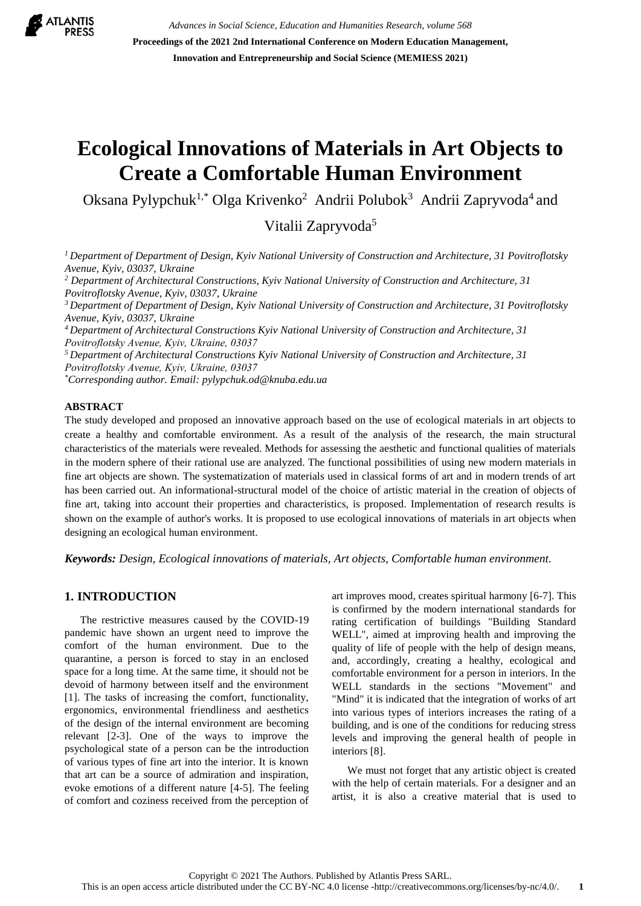# Ecological Innovations of Materials in Art Objects to Create a Comfortable Human Environment

Oksana Pylypchuk[1,*] Olga Krivenko[2] Andrii Polubok[3] Andrii Zapryvoda[4] and Vitalii Zapryvoda[5]

[1] *Department of Department of Design, Kyiv National University of Construction and Architecture, 31 Povitroflotsky Avenue, Kyiv, 03037, Ukraine*
[2] *Department of Architectural Constructions, Kyiv National University of Construction and Architecture, 31 Povitroflotsky Avenue, Kyiv, 03037, Ukraine*
[3] *Department of Department of Design, Kyiv National University of Construction and Architecture, 31 Povitroflotsky Avenue, Kyiv, 03037, Ukraine*
[4] *Department of Architectural Constructions Kyiv National University of Construction and Architecture, 31 Povitroflotsky Avenue, Kyiv, Ukraine, 03037*
[5] *Department of Architectural Constructions Kyiv National University of Construction and Architecture, 31 Povitroflotsky Avenue, Kyiv, Ukraine, 03037*
[*] *Corresponding author. Email: pylypchuk.od@knuba.edu.ua*

## ABSTRACT

The study developed and proposed an innovative approach based on the use of ecological materials in art objects to create a healthy and comfortable environment. As a result of the analysis of the research, the main structural characteristics of the materials were revealed. Methods for assessing the aesthetic and functional qualities of materials in the modern sphere of their rational use are analyzed. The functional possibilities of using new modern materials in fine art objects are shown. The systematization of materials used in classical forms of art and in modern trends of art has been carried out. An informational-structural model of the choice of artistic material in the creation of objects of fine art, taking into account their properties and characteristics, is proposed. Implementation of research results is shown on the example of author's works. It is proposed to use ecological innovations of materials in art objects when designing an ecological human environment.

***Keywords:*** *Design, Ecological innovations of materials, Art objects, Comfortable human environment.*

## 1. INTRODUCTION

The restrictive measures caused by the COVID-19 pandemic have shown an urgent need to improve the comfort of the human environment. Due to the quarantine, a person is forced to stay in an enclosed space for a long time. At the same time, it should not be devoid of harmony between itself and the environment [1]. The tasks of increasing the comfort, functionality, ergonomics, environmental friendliness and aesthetics of the design of the internal environment are becoming relevant [2-3]. One of the ways to improve the psychological state of a person can be the introduction of various types of fine art into the interior. It is known that art can be a source of admiration and inspiration, evoke emotions of a different nature [4-5]. The feeling of comfort and coziness received from the perception of art improves mood, creates spiritual harmony [6-7]. This is confirmed by the modern international standards for rating certification of buildings "Building Standard WELL", aimed at improving health and improving the quality of life of people with the help of design means, and, accordingly, creating a healthy, ecological and comfortable environment for a person in interiors. In the WELL standards in the sections "Movement" and "Mind" it is indicated that the integration of works of art into various types of interiors increases the rating of a building, and is one of the conditions for reducing stress levels and improving the general health of people in interiors [8].

We must not forget that any artistic object is created with the help of certain materials. For a designer and an artist, it is also a creative material that is used to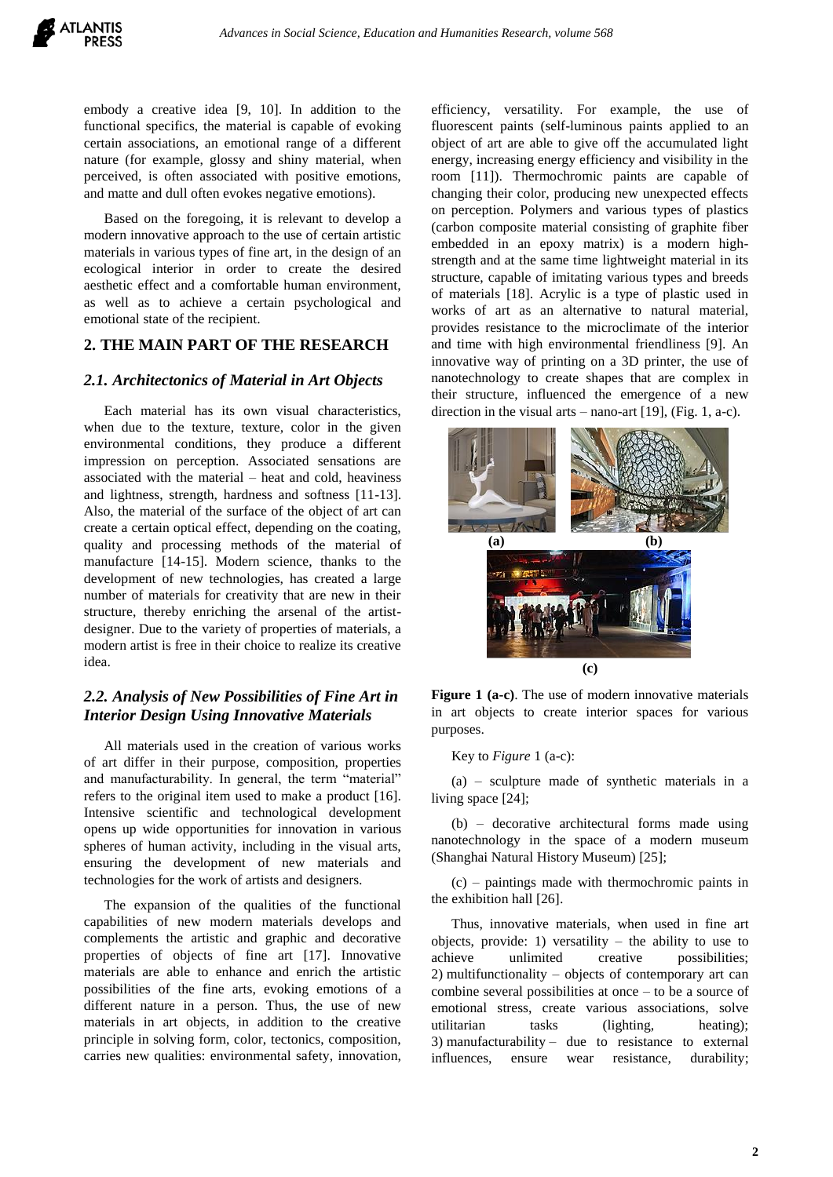embody a creative idea [9, 10]. In addition to the functional specifics, the material is capable of evoking certain associations, an emotional range of a different nature (for example, glossy and shiny material, when perceived, is often associated with positive emotions, and matte and dull often evokes negative emotions).

Based on the foregoing, it is relevant to develop a modern innovative approach to the use of certain artistic materials in various types of fine art, in the design of an ecological interior in order to create the desired aesthetic effect and a comfortable human environment, as well as to achieve a certain psychological and emotional state of the recipient.

## 2. THE MAIN PART OF THE RESEARCH

### *2.1. Architectonics of Material in Art Objects*

Each material has its own visual characteristics, when due to the texture, texture, color in the given environmental conditions, they produce a different impression on perception. Associated sensations are associated with the material – heat and cold, heaviness and lightness, strength, hardness and softness [11-13]. Also, the material of the surface of the object of art can create a certain optical effect, depending on the coating, quality and processing methods of the material of manufacture [14-15]. Modern science, thanks to the development of new technologies, has created a large number of materials for creativity that are new in their structure, thereby enriching the arsenal of the artist-designer. Due to the variety of properties of materials, a modern artist is free in their choice to realize its creative idea.

### *2.2. Analysis of New Possibilities of Fine Art in Interior Design Using Innovative Materials*

All materials used in the creation of various works of art differ in their purpose, composition, properties and manufacturability. In general, the term "material" refers to the original item used to make a product [16]. Intensive scientific and technological development opens up wide opportunities for innovation in various spheres of human activity, including in the visual arts, ensuring the development of new materials and technologies for the work of artists and designers.

The expansion of the qualities of the functional capabilities of new modern materials develops and complements the artistic and graphic and decorative properties of objects of fine art [17]. Innovative materials are able to enhance and enrich the artistic possibilities of the fine arts, evoking emotions of a different nature in a person. Thus, the use of new materials in art objects, in addition to the creative principle in solving form, color, tectonics, composition, carries new qualities: environmental safety, innovation, efficiency, versatility. For example, the use of fluorescent paints (self-luminous paints applied to an object of art are able to give off the accumulated light energy, increasing energy efficiency and visibility in the room [11]). Thermochromic paints are capable of changing their color, producing new unexpected effects on perception. Polymers and various types of plastics (carbon composite material consisting of graphite fiber embedded in an epoxy matrix) is a modern high-strength and at the same time lightweight material in its structure, capable of imitating various types and breeds of materials [18]. Acrylic is a type of plastic used in works of art as an alternative to natural material, provides resistance to the microclimate of the interior and time with high environmental friendliness [9]. An innovative way of printing on a 3D printer, the use of nanotechnology to create shapes that are complex in their structure, influenced the emergence of a new direction in the visual arts – nano-art [19], (Fig. 1, a-c).

(a) (b) (c)

**Figure 1 (a-c)**. The use of modern innovative materials in art objects to create interior spaces for various purposes.

Key to *Figure* 1 (a-c):

(a) – sculpture made of synthetic materials in a living space [24];

(b) – decorative architectural forms made using nanotechnology in the space of a modern museum (Shanghai Natural History Museum) [25];

(c) – paintings made with thermochromic paints in the exhibition hall [26].

Thus, innovative materials, when used in fine art objects, provide: 1) versatility – the ability to use to achieve unlimited creative possibilities; 2) multifunctionality – objects of contemporary art can combine several possibilities at once – to be a source of emotional stress, create various associations, solve utilitarian tasks (lighting, heating); 3) manufacturability – due to resistance to external influences, ensure wear resistance, durability;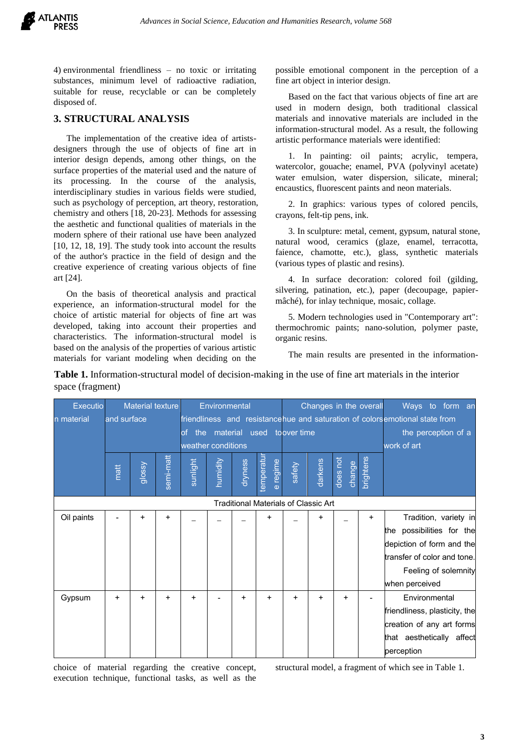4) environmental friendliness – no toxic or irritating substances, minimum level of radioactive radiation, suitable for reuse, recyclable or can be completely disposed of.

## 3. STRUCTURAL ANALYSIS

The implementation of the creative idea of artists-designers through the use of objects of fine art in interior design depends, among other things, on the surface properties of the material used and the nature of its processing. In the course of the analysis, interdisciplinary studies in various fields were studied, such as psychology of perception, art theory, restoration, chemistry and others [18, 20-23]. Methods for assessing the aesthetic and functional qualities of materials in the modern sphere of their rational use have been analyzed [10, 12, 18, 19]. The study took into account the results of the author's practice in the field of design and the creative experience of creating various objects of fine art [24].

On the basis of theoretical analysis and practical experience, an information-structural model for the choice of artistic material for objects of fine art was developed, taking into account their properties and characteristics. The information-structural model is based on the analysis of the properties of various artistic materials for variant modeling when deciding on the choice of material regarding the creative concept, execution technique, functional tasks, as well as the possible emotional component in the perception of a fine art object in interior design.

Based on the fact that various objects of fine art are used in modern design, both traditional classical materials and innovative materials are included in the information-structural model. As a result, the following artistic performance materials were identified:

1. In painting: oil paints; acrylic, tempera, watercolor, gouache; enamel, PVA (polyvinyl acetate) water emulsion, water dispersion, silicate, mineral; encaustics, fluorescent paints and neon materials.

2. In graphics: various types of colored pencils, crayons, felt-tip pens, ink.

3. In sculpture: metal, cement, gypsum, natural stone, natural wood, ceramics (glaze, enamel, terracotta, faience, chamotte, etc.), glass, synthetic materials (various types of plastic and resins).

4. In surface decoration: colored foil (gilding, silvering, patination, etc.), paper (decoupage, papier-mâché), for inlay technique, mosaic, collage.

5. Modern technologies used in "Contemporary art": thermochromic paints; nano-solution, polymer paste, organic resins.

The main results are presented in the information-structural model, a fragment of which see in Table 1.

**Table 1.** Information-structural model of decision-making in the use of fine art materials in the interior space (fragment)

| Execution material | Material texture and surface | | | Environmental friendliness and resistance of the material used to weather conditions | | | | | Changes in the overall hue and saturation of colors over time | | | Ways to form an emotional state from the perception of a work of art |
|---|---|---|---|---|---|---|---|---|---|---|---|---|
| | matt | glossy | semi-matt | sunlight | humidity | dryness | temperature regime | safety | darkens | does not change | brightens | |
| Traditional Materials of Classic Art | | | | | | | | | | | | |
| Oil paints | - | + | + | _ | _ | _ | + | _ | + | _ | + | Tradition, variety in the possibilities for the depiction of form and the transfer of color and tone. Feeling of solemnity when perceived |
| Gypsum | + | + | + | + | - | + | + | + | + | + | - | Environmental friendliness, plasticity, the creation of any art forms that aesthetically affect perception |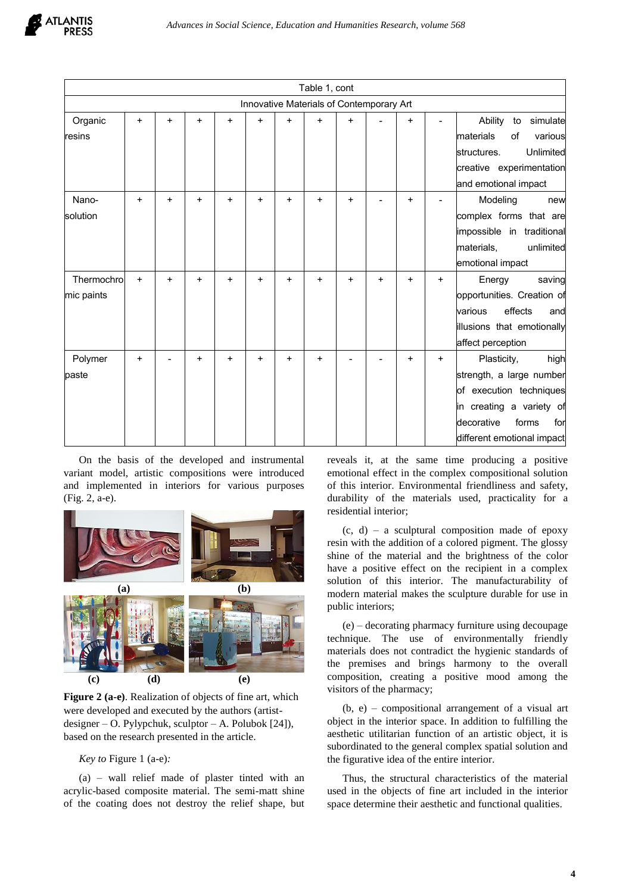| Table 1, cont | | | | | | | | | | | |
|---|---|---|---|---|---|---|---|---|---|---|---|
| Innovative Materials of Contemporary Art | | | | | | | | | | | |
| Organic resins | + | + | + | + | + | + | + | + | - | + | - | Ability to simulate materials of various structures. Unlimited creative experimentation and emotional impact |
| Nano-solution | + | + | + | + | + | + | + | + | - | + | - | Modeling new complex forms that are impossible in traditional materials, unlimited emotional impact |
| Thermochromic paints | + | + | + | + | + | + | + | + | + | + | + | Energy saving opportunities. Creation of various effects and illusions that emotionally affect perception |
| Polymer paste | + | - | + | + | + | + | + | - | - | + | + | Plasticity, high strength, a large number of execution techniques in creating a variety of decorative forms for different emotional impact |

On the basis of the developed and instrumental variant model, artistic compositions were introduced and implemented in interiors for various purposes (Fig. 2, a-e).

**Figure 2 (a-e)**. Realization of objects of fine art, which were developed and executed by the authors (artist-designer – O. Pylypchuk, sculptor – A. Polubok [24]), based on the research presented in the article.

*Key to* Figure 1 (a-e)*:*

(a) – wall relief made of plaster tinted with an acrylic-based composite material. The semi-matt shine of the coating does not destroy the relief shape, but reveals it, at the same time producing a positive emotional effect in the complex compositional solution of this interior. Environmental friendliness and safety, durability of the materials used, practicality for a residential interior;

(c, d) – a sculptural composition made of epoxy resin with the addition of a colored pigment. The glossy shine of the material and the brightness of the color have a positive effect on the recipient in a complex solution of this interior. The manufacturability of modern material makes the sculpture durable for use in public interiors;

(e) – decorating pharmacy furniture using decoupage technique. The use of environmentally friendly materials does not contradict the hygienic standards of the premises and brings harmony to the overall composition, creating a positive mood among the visitors of the pharmacy;

(b, e) – compositional arrangement of a visual art object in the interior space. In addition to fulfilling the aesthetic utilitarian function of an artistic object, it is subordinated to the general complex spatial solution and the figurative idea of the entire interior.

Thus, the structural characteristics of the material used in the objects of fine art included in the interior space determine their aesthetic and functional qualities.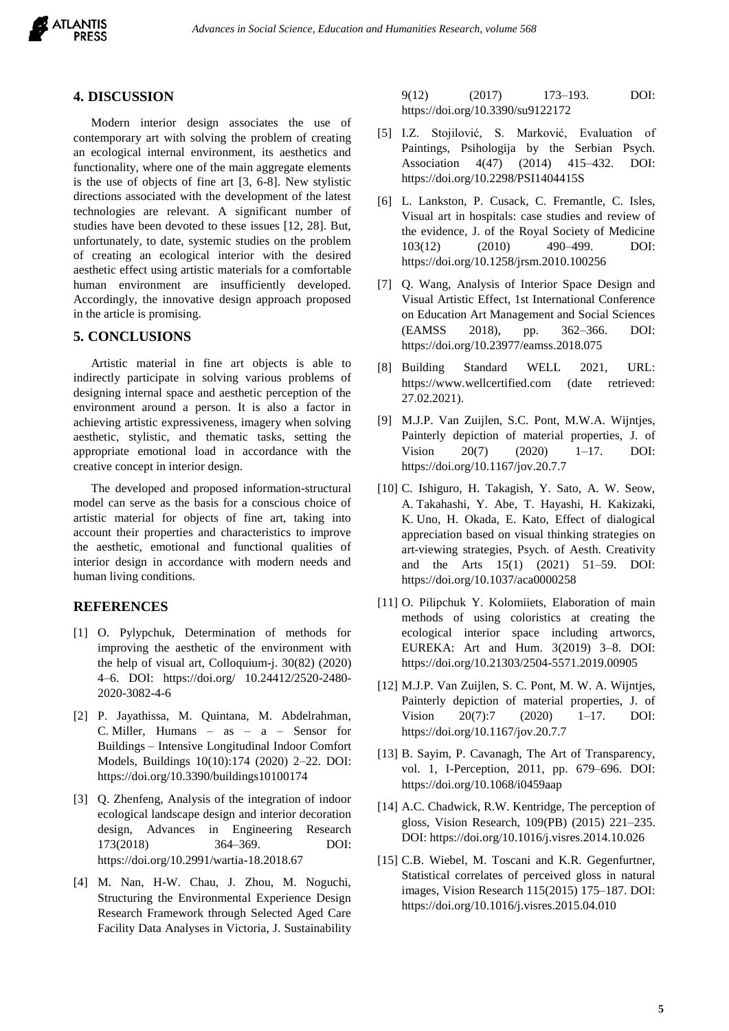## 4. DISCUSSION

Modern interior design associates the use of contemporary art with solving the problem of creating an ecological internal environment, its aesthetics and functionality, where one of the main aggregate elements is the use of objects of fine art [3, 6-8]. New stylistic directions associated with the development of the latest technologies are relevant. A significant number of studies have been devoted to these issues [12, 28]. But, unfortunately, to date, systemic studies on the problem of creating an ecological interior with the desired aesthetic effect using artistic materials for a comfortable human environment are insufficiently developed. Accordingly, the innovative design approach proposed in the article is promising.

## 5. CONCLUSIONS

Artistic material in fine art objects is able to indirectly participate in solving various problems of designing internal space and aesthetic perception of the environment around a person. It is also a factor in achieving artistic expressiveness, imagery when solving aesthetic, stylistic, and thematic tasks, setting the appropriate emotional load in accordance with the creative concept in interior design.

The developed and proposed information-structural model can serve as the basis for a conscious choice of artistic material for objects of fine art, taking into account their properties and characteristics to improve the aesthetic, emotional and functional qualities of interior design in accordance with modern needs and human living conditions.

## REFERENCES

[1] O. Pylypchuk, Determination of methods for improving the aesthetic of the environment with the help of visual art, Colloquium-j. 30(82) (2020) 4–6. DOI: https://doi.org/ 10.24412/2520-2480-2020-3082-4-6

[2] P. Jayathissa, M. Quintana, M. Abdelrahman, C. Miller, Humans – as – a – Sensor for Buildings – Intensive Longitudinal Indoor Comfort Models, Buildings 10(10):174 (2020) 2–22. DOI: https://doi.org/10.3390/buildings10100174

[3] Q. Zhenfeng, Analysis of the integration of indoor ecological landscape design and interior decoration design, Advances in Engineering Research 173(2018) 364–369. DOI: https://doi.org/10.2991/wartia-18.2018.67

[4] M. Nan, H-W. Chau, J. Zhou, M. Noguchi, Structuring the Environmental Experience Design Research Framework through Selected Aged Care Facility Data Analyses in Victoria, J. Sustainability 9(12) (2017) 173–193. DOI: https://doi.org/10.3390/su9122172

[5] I.Z. Stojilović, S. Marković, Evaluation of Paintings, Psihologija by the Serbian Psych. Association 4(47) (2014) 415–432. DOI: https://doi.org/10.2298/PSI1404415S

[6] L. Lankston, P. Cusack, C. Fremantle, C. Isles, Visual art in hospitals: case studies and review of the evidence, J. of the Royal Society of Medicine 103(12) (2010) 490–499. DOI: https://doi.org/10.1258/jrsm.2010.100256

[7] Q. Wang, Analysis of Interior Space Design and Visual Artistic Effect, 1st International Conference on Education Art Management and Social Sciences (EAMSS 2018), pp. 362–366. DOI: https://doi.org/10.23977/eamss.2018.075

[8] Building Standard WELL 2021, URL: https://www.wellcertified.com (date retrieved: 27.02.2021).

[9] M.J.P. Van Zuijlen, S.C. Pont, M.W.A. Wijntjes, Painterly depiction of material properties, J. of Vision 20(7) (2020) 1–17. DOI: https://doi.org/10.1167/jov.20.7.7

[10] C. Ishiguro, H. Takagish, Y. Sato, A. W. Seow, A. Takahashi, Y. Abe, T. Hayashi, H. Kakizaki, K. Uno, H. Okada, E. Kato, Effect of dialogical appreciation based on visual thinking strategies on art-viewing strategies, Psych. of Aesth. Creativity and the Arts 15(1) (2021) 51–59. DOI: https://doi.org/10.1037/aca0000258

[11] O. Pilipchuk Y. Kolomiiets, Elaboration of main methods of using coloristics at creating the ecological interior space including artworcs, EUREKA: Art and Hum. 3(2019) 3–8. DOI: https://doi.org/10.21303/2504-5571.2019.00905

[12] M.J.P. Van Zuijlen, S. C. Pont, M. W. A. Wijntjes, Painterly depiction of material properties, J. of Vision 20(7):7 (2020) 1–17. DOI: https://doi.org/10.1167/jov.20.7.7

[13] B. Sayim, P. Cavanagh, The Art of Transparency, vol. 1, I-Perception, 2011, pp. 679–696. DOI: https://doi.org/10.1068/i0459aap

[14] A.C. Chadwick, R.W. Kentridge, The perception of gloss, Vision Research, 109(PB) (2015) 221–235. DOI: https://doi.org/10.1016/j.visres.2014.10.026

[15] C.B. Wiebel, M. Toscani and K.R. Gegenfurtner, Statistical correlates of perceived gloss in natural images, Vision Research 115(2015) 175–187. DOI: https://doi.org/10.1016/j.visres.2015.04.010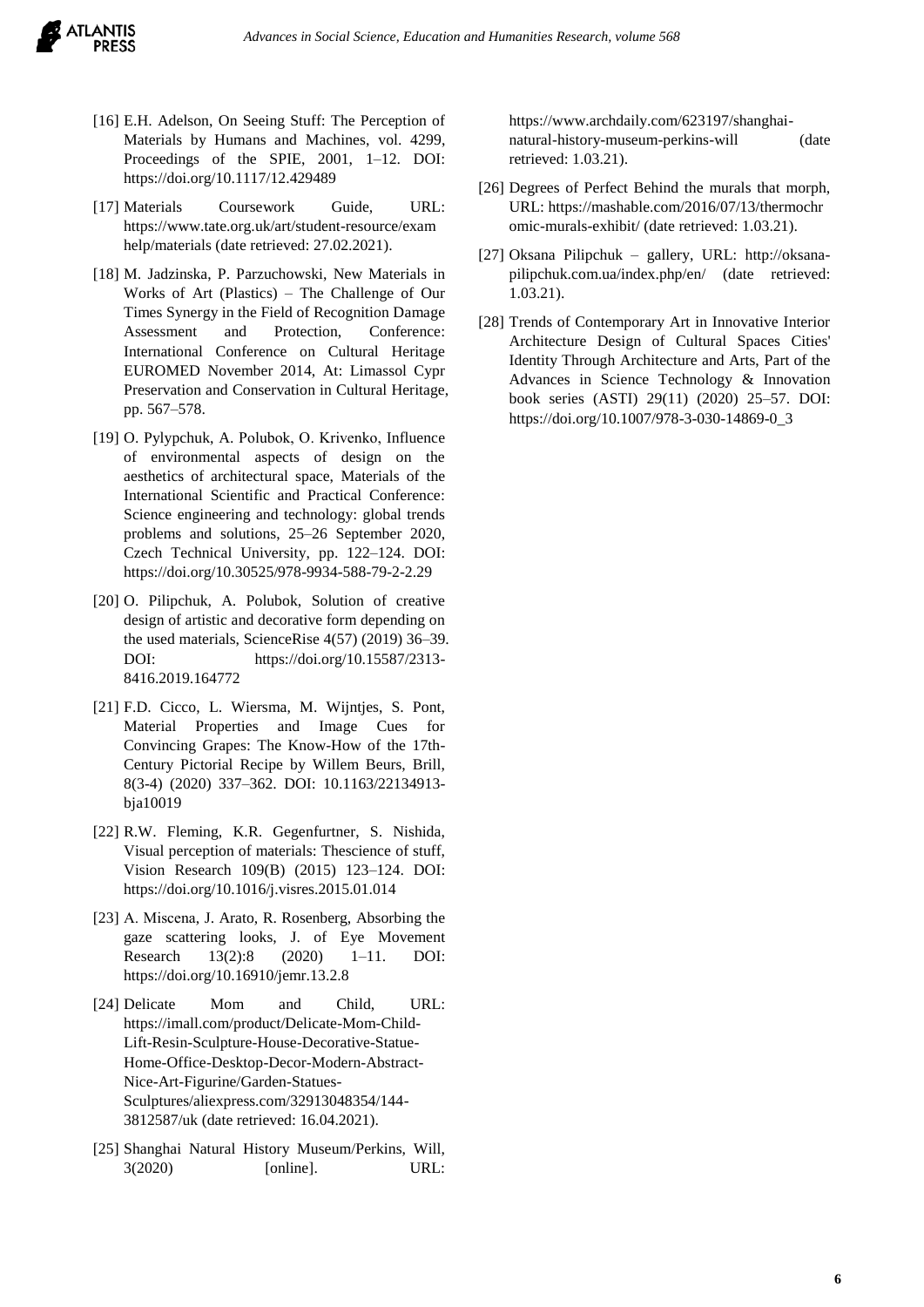[16] E.H. Adelson, On Seeing Stuff: The Perception of Materials by Humans and Machines, vol. 4299, Proceedings of the SPIE, 2001, 1–12. DOI: https://doi.org/10.1117/12.429489

[17] Materials Coursework Guide, URL: https://www.tate.org.uk/art/student-resource/exam help/materials (date retrieved: 27.02.2021).

[18] M. Jadzinska, P. Parzuchowski, New Materials in Works of Art (Plastics) – The Challenge of Our Times Synergy in the Field of Recognition Damage Assessment and Protection, Conference: International Conference on Cultural Heritage EUROMED November 2014, At: Limassol Cypr Preservation and Conservation in Cultural Heritage, pp. 567–578.

[19] O. Pylypchuk, A. Polubok, O. Krivenko, Influence of environmental aspects of design on the aesthetics of architectural space, Materials of the International Scientific and Practical Conference: Science engineering and technology: global trends problems and solutions, 25–26 September 2020, Czech Technical University, pp. 122–124. DOI: https://doi.org/10.30525/978-9934-588-79-2-2.29

[20] O. Pilipchuk, A. Polubok, Solution of creative design of artistic and decorative form depending on the used materials, ScienceRise 4(57) (2019) 36–39. DOI: https://doi.org/10.15587/2313-8416.2019.164772

[21] F.D. Cicco, L. Wiersma, M. Wijntjes, S. Pont, Material Properties and Image Cues for Convincing Grapes: The Know-How of the 17th-Century Pictorial Recipe by Willem Beurs, Brill, 8(3-4) (2020) 337–362. DOI: 10.1163/22134913-bja10019

[22] R.W. Fleming, K.R. Gegenfurtner, S. Nishida, Visual perception of materials: Thescience of stuff, Vision Research 109(B) (2015) 123–124. DOI: https://doi.org/10.1016/j.visres.2015.01.014

[23] A. Miscena, J. Arato, R. Rosenberg, Absorbing the gaze scattering looks, J. of Eye Movement Research 13(2):8 (2020) 1–11. DOI: https://doi.org/10.16910/jemr.13.2.8

[24] Delicate Mom and Child, URL: https://imall.com/product/Delicate-Mom-Child-Lift-Resin-Sculpture-House-Decorative-Statue-Home-Office-Desktop-Decor-Modern-Abstract-Nice-Art-Figurine/Garden-Statues-Sculptures/aliexpress.com/32913048354/144-3812587/uk (date retrieved: 16.04.2021).

[25] Shanghai Natural History Museum/Perkins, Will, 3(2020) [online]. URL: https://www.archdaily.com/623197/shanghai-natural-history-museum-perkins-will (date retrieved: 1.03.21).

[26] Degrees of Perfect Behind the murals that morph, URL: https://mashable.com/2016/07/13/thermochromic-murals-exhibit/ (date retrieved: 1.03.21).

[27] Oksana Pilipchuk – gallery, URL: http://oksana-pilipchuk.com.ua/index.php/en/ (date retrieved: 1.03.21).

[28] Trends of Contemporary Art in Innovative Interior Architecture Design of Cultural Spaces Cities' Identity Through Architecture and Arts, Part of the Advances in Science Technology & Innovation book series (ASTI) 29(11) (2020) 25–57. DOI: https://doi.org/10.1007/978-3-030-14869-0_3